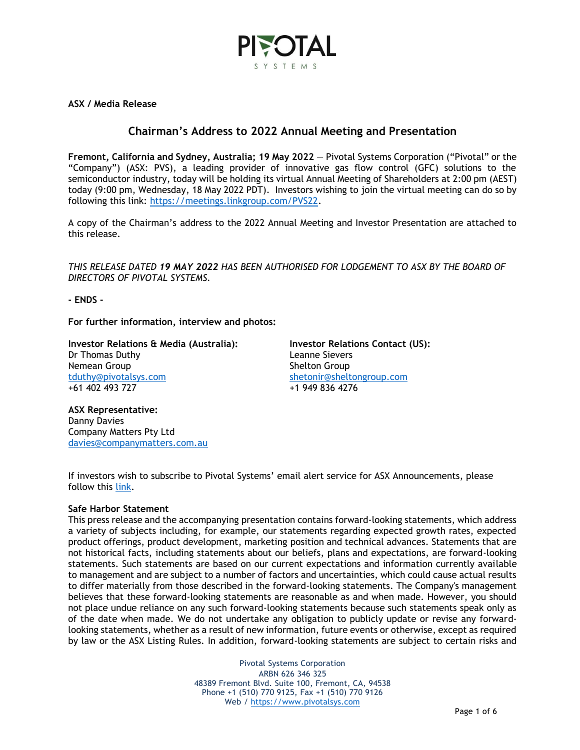PIVOTAL SYSTEMS

**ASX / Media Release**

## Chairman's Address to 2022 Annual Meeting and Presentation

**Fremont, California and Sydney, Australia; 19 May 2022** — Pivotal Systems Corporation ("Pivotal" or the "Company") (ASX: PVS), a leading provider of innovative gas flow control (GFC) solutions to the semiconductor industry, today will be holding its virtual Annual Meeting of Shareholders at 2:00 pm (AEST) today (9:00 pm, Wednesday, 18 May 2022 PDT). Investors wishing to join the virtual meeting can do so by following this link: https://meetings.linkgroup.com/PVS22.

A copy of the Chairman's address to the 2022 Annual Meeting and Investor Presentation are attached to this release.

*THIS RELEASE DATED **19 MAY 2022** HAS BEEN AUTHORISED FOR LODGEMENT TO ASX BY THE BOARD OF DIRECTORS OF PIVOTAL SYSTEMS.*

**- ENDS -**

**For further information, interview and photos:**

**Investor Relations & Media (Australia):**
Dr Thomas Duthy
Nemean Group
tduthy@pivotalsys.com
+61 402 493 727

**Investor Relations Contact (US):**
Leanne Sievers
Shelton Group
shetonir@sheltongroup.com
+1 949 836 4276

**ASX Representative:**
Danny Davies
Company Matters Pty Ltd
davies@companymatters.com.au

If investors wish to subscribe to Pivotal Systems' email alert service for ASX Announcements, please follow this link.

**Safe Harbor Statement**

This press release and the accompanying presentation contains forward-looking statements, which address a variety of subjects including, for example, our statements regarding expected growth rates, expected product offerings, product development, marketing position and technical advances. Statements that are not historical facts, including statements about our beliefs, plans and expectations, are forward-looking statements. Such statements are based on our current expectations and information currently available to management and are subject to a number of factors and uncertainties, which could cause actual results to differ materially from those described in the forward-looking statements. The Company's management believes that these forward-looking statements are reasonable as and when made. However, you should not place undue reliance on any such forward-looking statements because such statements speak only as of the date when made. We do not undertake any obligation to publicly update or revise any forward-looking statements, whether as a result of new information, future events or otherwise, except as required by law or the ASX Listing Rules. In addition, forward-looking statements are subject to certain risks and

Pivotal Systems Corporation
ARBN 626 346 325
48389 Fremont Blvd. Suite 100, Fremont, CA, 94538
Phone +1 (510) 770 9125, Fax +1 (510) 770 9126
Web / https://www.pivotalsys.com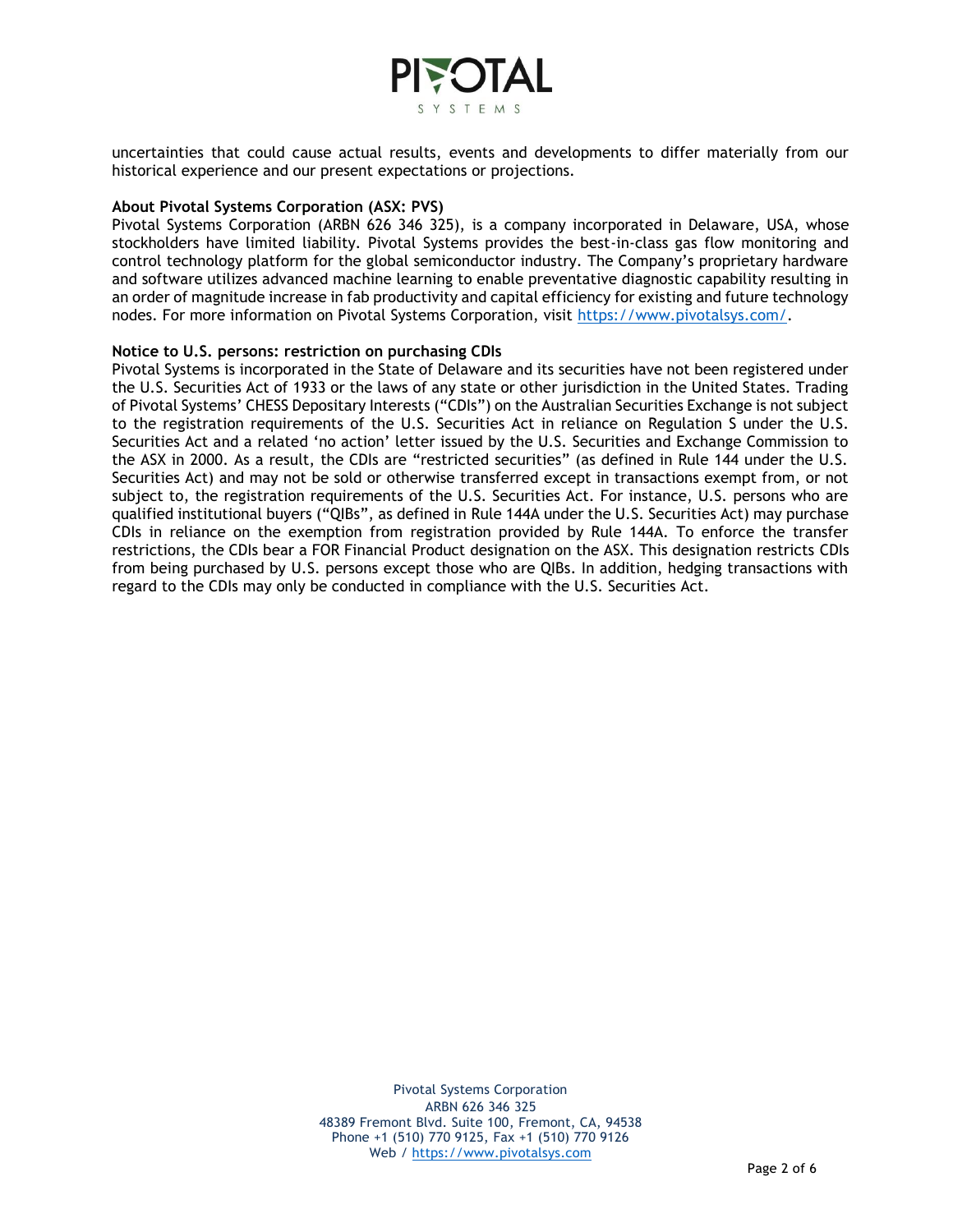uncertainties that could cause actual results, events and developments to differ materially from our historical experience and our present expectations or projections.

**About Pivotal Systems Corporation (ASX: PVS)**

Pivotal Systems Corporation (ARBN 626 346 325), is a company incorporated in Delaware, USA, whose stockholders have limited liability. Pivotal Systems provides the best-in-class gas flow monitoring and control technology platform for the global semiconductor industry. The Company's proprietary hardware and software utilizes advanced machine learning to enable preventative diagnostic capability resulting in an order of magnitude increase in fab productivity and capital efficiency for existing and future technology nodes. For more information on Pivotal Systems Corporation, visit [https://www.pivotalsys.com/](https://www.pivotalsys.com/).

**Notice to U.S. persons: restriction on purchasing CDIs**

Pivotal Systems is incorporated in the State of Delaware and its securities have not been registered under the U.S. Securities Act of 1933 or the laws of any state or other jurisdiction in the United States. Trading of Pivotal Systems' CHESS Depositary Interests ("CDIs") on the Australian Securities Exchange is not subject to the registration requirements of the U.S. Securities Act in reliance on Regulation S under the U.S. Securities Act and a related 'no action' letter issued by the U.S. Securities and Exchange Commission to the ASX in 2000. As a result, the CDIs are "restricted securities" (as defined in Rule 144 under the U.S. Securities Act) and may not be sold or otherwise transferred except in transactions exempt from, or not subject to, the registration requirements of the U.S. Securities Act. For instance, U.S. persons who are qualified institutional buyers ("QIBs", as defined in Rule 144A under the U.S. Securities Act) may purchase CDIs in reliance on the exemption from registration provided by Rule 144A. To enforce the transfer restrictions, the CDIs bear a FOR Financial Product designation on the ASX. This designation restricts CDIs from being purchased by U.S. persons except those who are QIBs. In addition, hedging transactions with regard to the CDIs may only be conducted in compliance with the U.S. Securities Act.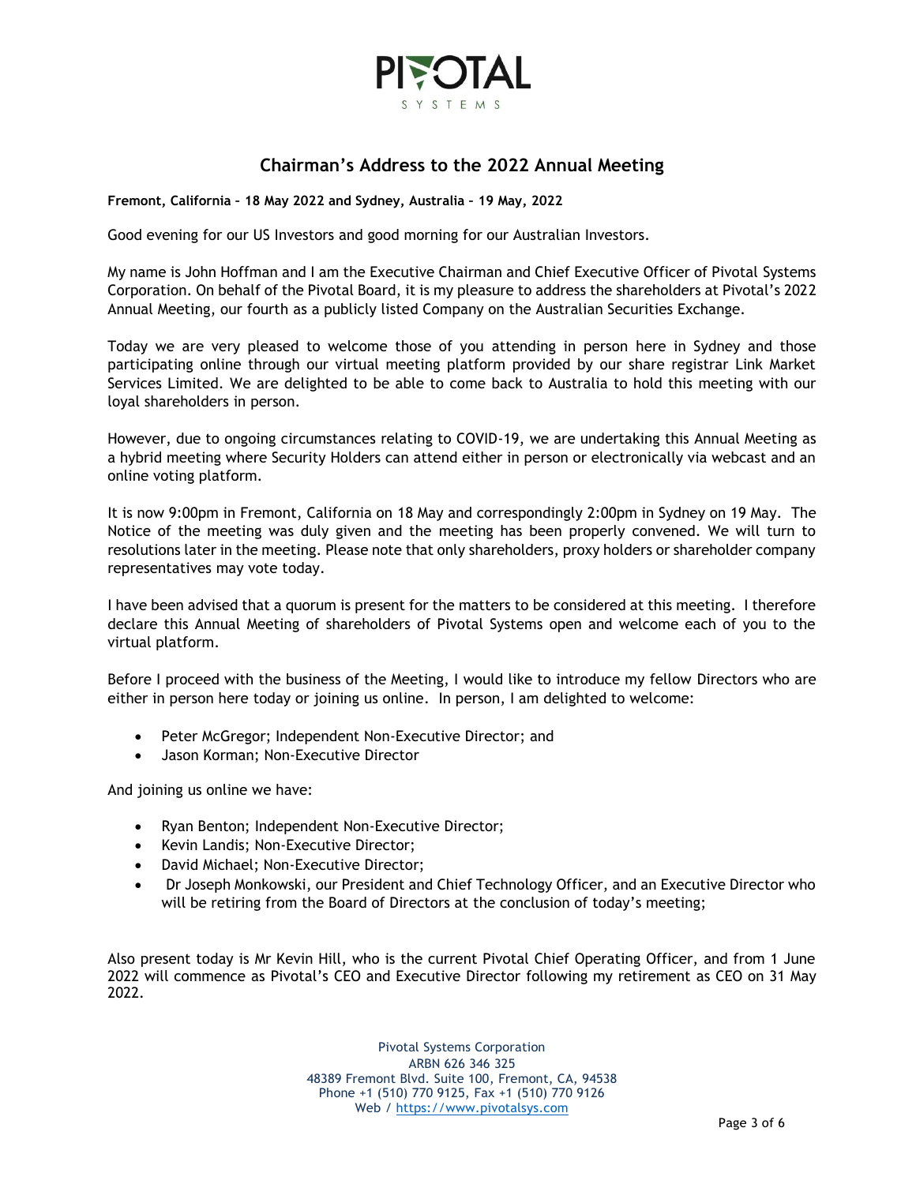## Chairman's Address to the 2022 Annual Meeting

**Fremont, California – 18 May 2022 and Sydney, Australia – 19 May, 2022**

Good evening for our US Investors and good morning for our Australian Investors.

My name is John Hoffman and I am the Executive Chairman and Chief Executive Officer of Pivotal Systems Corporation. On behalf of the Pivotal Board, it is my pleasure to address the shareholders at Pivotal's 2022 Annual Meeting, our fourth as a publicly listed Company on the Australian Securities Exchange.

Today we are very pleased to welcome those of you attending in person here in Sydney and those participating online through our virtual meeting platform provided by our share registrar Link Market Services Limited. We are delighted to be able to come back to Australia to hold this meeting with our loyal shareholders in person.

However, due to ongoing circumstances relating to COVID-19, we are undertaking this Annual Meeting as a hybrid meeting where Security Holders can attend either in person or electronically via webcast and an online voting platform.

It is now 9:00pm in Fremont, California on 18 May and correspondingly 2:00pm in Sydney on 19 May. The Notice of the meeting was duly given and the meeting has been properly convened. We will turn to resolutions later in the meeting. Please note that only shareholders, proxy holders or shareholder company representatives may vote today.

I have been advised that a quorum is present for the matters to be considered at this meeting. I therefore declare this Annual Meeting of shareholders of Pivotal Systems open and welcome each of you to the virtual platform.

Before I proceed with the business of the Meeting, I would like to introduce my fellow Directors who are either in person here today or joining us online. In person, I am delighted to welcome:

- Peter McGregor; Independent Non-Executive Director; and
- Jason Korman; Non-Executive Director

And joining us online we have:

- Ryan Benton; Independent Non-Executive Director;
- Kevin Landis; Non-Executive Director;
- David Michael; Non-Executive Director;
- Dr Joseph Monkowski, our President and Chief Technology Officer, and an Executive Director who will be retiring from the Board of Directors at the conclusion of today's meeting;

Also present today is Mr Kevin Hill, who is the current Pivotal Chief Operating Officer, and from 1 June 2022 will commence as Pivotal's CEO and Executive Director following my retirement as CEO on 31 May 2022.

Pivotal Systems Corporation
ARBN 626 346 325
48389 Fremont Blvd. Suite 100, Fremont, CA, 94538
Phone +1 (510) 770 9125, Fax +1 (510) 770 9126
Web / https://www.pivotalsys.com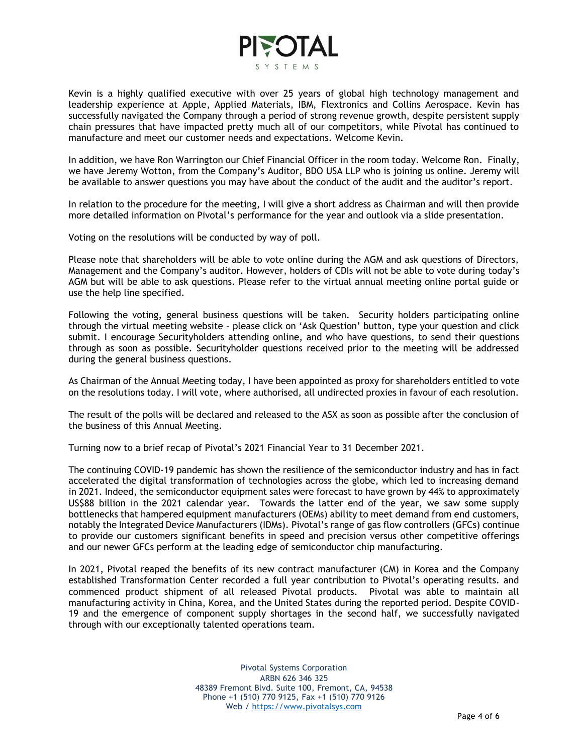Kevin is a highly qualified executive with over 25 years of global high technology management and leadership experience at Apple, Applied Materials, IBM, Flextronics and Collins Aerospace. Kevin has successfully navigated the Company through a period of strong revenue growth, despite persistent supply chain pressures that have impacted pretty much all of our competitors, while Pivotal has continued to manufacture and meet our customer needs and expectations. Welcome Kevin.

In addition, we have Ron Warrington our Chief Financial Officer in the room today. Welcome Ron. Finally, we have Jeremy Wotton, from the Company's Auditor, BDO USA LLP who is joining us online. Jeremy will be available to answer questions you may have about the conduct of the audit and the auditor's report.

In relation to the procedure for the meeting, I will give a short address as Chairman and will then provide more detailed information on Pivotal's performance for the year and outlook via a slide presentation.

Voting on the resolutions will be conducted by way of poll.

Please note that shareholders will be able to vote online during the AGM and ask questions of Directors, Management and the Company's auditor. However, holders of CDIs will not be able to vote during today's AGM but will be able to ask questions. Please refer to the virtual annual meeting online portal guide or use the help line specified.

Following the voting, general business questions will be taken. Security holders participating online through the virtual meeting website – please click on 'Ask Question' button, type your question and click submit. I encourage Securityholders attending online, and who have questions, to send their questions through as soon as possible. Securityholder questions received prior to the meeting will be addressed during the general business questions.

As Chairman of the Annual Meeting today, I have been appointed as proxy for shareholders entitled to vote on the resolutions today. I will vote, where authorised, all undirected proxies in favour of each resolution.

The result of the polls will be declared and released to the ASX as soon as possible after the conclusion of the business of this Annual Meeting.

Turning now to a brief recap of Pivotal's 2021 Financial Year to 31 December 2021.

The continuing COVID-19 pandemic has shown the resilience of the semiconductor industry and has in fact accelerated the digital transformation of technologies across the globe, which led to increasing demand in 2021. Indeed, the semiconductor equipment sales were forecast to have grown by 44% to approximately US$88 billion in the 2021 calendar year. Towards the latter end of the year, we saw some supply bottlenecks that hampered equipment manufacturers (OEMs) ability to meet demand from end customers, notably the Integrated Device Manufacturers (IDMs). Pivotal's range of gas flow controllers (GFCs) continue to provide our customers significant benefits in speed and precision versus other competitive offerings and our newer GFCs perform at the leading edge of semiconductor chip manufacturing.

In 2021, Pivotal reaped the benefits of its new contract manufacturer (CM) in Korea and the Company established Transformation Center recorded a full year contribution to Pivotal's operating results. and commenced product shipment of all released Pivotal products. Pivotal was able to maintain all manufacturing activity in China, Korea, and the United States during the reported period. Despite COVID-19 and the emergence of component supply shortages in the second half, we successfully navigated through with our exceptionally talented operations team.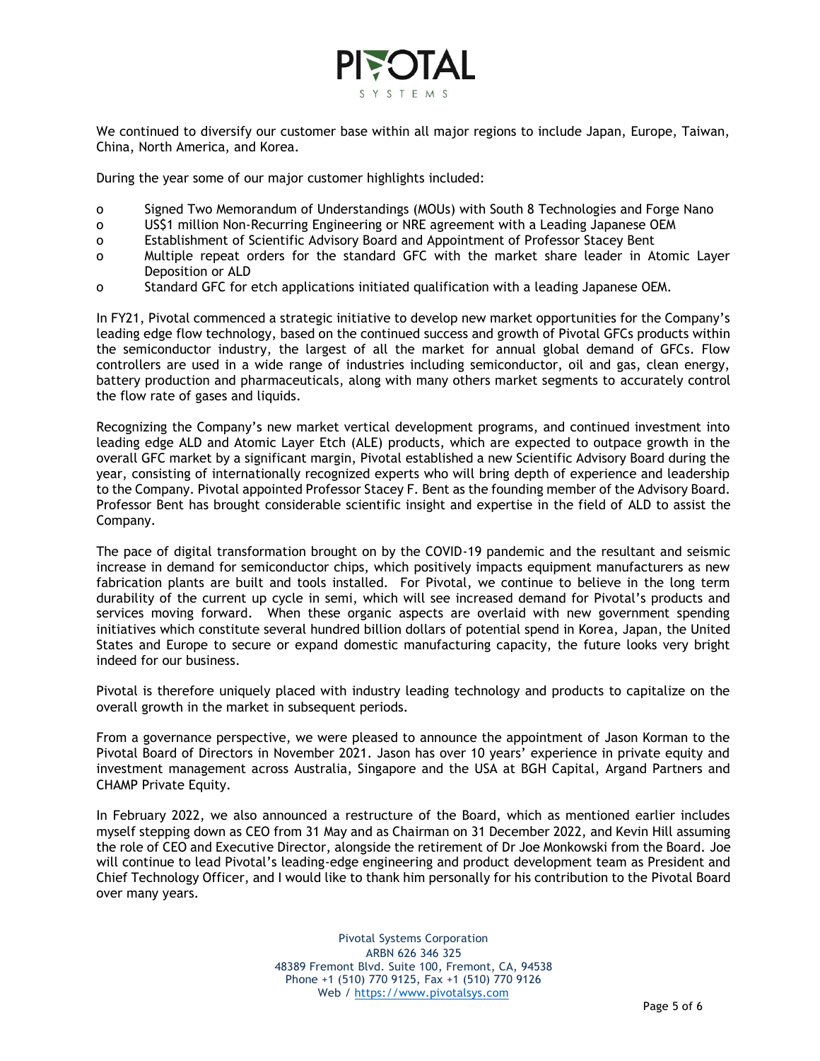We continued to diversify our customer base within all major regions to include Japan, Europe, Taiwan, China, North America, and Korea.

During the year some of our major customer highlights included:

- Signed Two Memorandum of Understandings (MOUs) with South 8 Technologies and Forge Nano
- US$1 million Non-Recurring Engineering or NRE agreement with a Leading Japanese OEM
- Establishment of Scientific Advisory Board and Appointment of Professor Stacey Bent
- Multiple repeat orders for the standard GFC with the market share leader in Atomic Layer Deposition or ALD
- Standard GFC for etch applications initiated qualification with a leading Japanese OEM.

In FY21, Pivotal commenced a strategic initiative to develop new market opportunities for the Company's leading edge flow technology, based on the continued success and growth of Pivotal GFCs products within the semiconductor industry, the largest of all the market for annual global demand of GFCs. Flow controllers are used in a wide range of industries including semiconductor, oil and gas, clean energy, battery production and pharmaceuticals, along with many others market segments to accurately control the flow rate of gases and liquids.

Recognizing the Company's new market vertical development programs, and continued investment into leading edge ALD and Atomic Layer Etch (ALE) products, which are expected to outpace growth in the overall GFC market by a significant margin, Pivotal established a new Scientific Advisory Board during the year, consisting of internationally recognized experts who will bring depth of experience and leadership to the Company. Pivotal appointed Professor Stacey F. Bent as the founding member of the Advisory Board. Professor Bent has brought considerable scientific insight and expertise in the field of ALD to assist the Company.

The pace of digital transformation brought on by the COVID-19 pandemic and the resultant and seismic increase in demand for semiconductor chips, which positively impacts equipment manufacturers as new fabrication plants are built and tools installed. For Pivotal, we continue to believe in the long term durability of the current up cycle in semi, which will see increased demand for Pivotal's products and services moving forward. When these organic aspects are overlaid with new government spending initiatives which constitute several hundred billion dollars of potential spend in Korea, Japan, the United States and Europe to secure or expand domestic manufacturing capacity, the future looks very bright indeed for our business.

Pivotal is therefore uniquely placed with industry leading technology and products to capitalize on the overall growth in the market in subsequent periods.

From a governance perspective, we were pleased to announce the appointment of Jason Korman to the Pivotal Board of Directors in November 2021. Jason has over 10 years' experience in private equity and investment management across Australia, Singapore and the USA at BGH Capital, Argand Partners and CHAMP Private Equity.

In February 2022, we also announced a restructure of the Board, which as mentioned earlier includes myself stepping down as CEO from 31 May and as Chairman on 31 December 2022, and Kevin Hill assuming the role of CEO and Executive Director, alongside the retirement of Dr Joe Monkowski from the Board. Joe will continue to lead Pivotal's leading-edge engineering and product development team as President and Chief Technology Officer, and I would like to thank him personally for his contribution to the Pivotal Board over many years.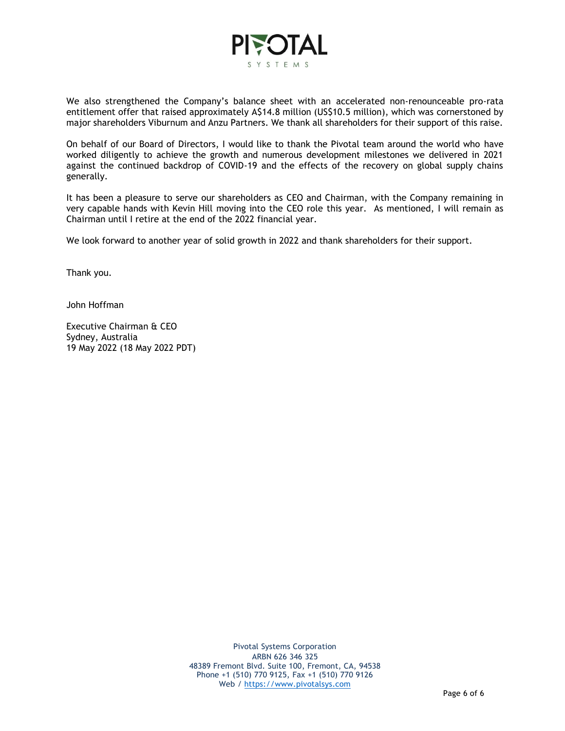We also strengthened the Company's balance sheet with an accelerated non-renounceable pro-rata entitlement offer that raised approximately A$14.8 million (US$10.5 million), which was cornerstoned by major shareholders Viburnum and Anzu Partners. We thank all shareholders for their support of this raise.

On behalf of our Board of Directors, I would like to thank the Pivotal team around the world who have worked diligently to achieve the growth and numerous development milestones we delivered in 2021 against the continued backdrop of COVID-19 and the effects of the recovery on global supply chains generally.

It has been a pleasure to serve our shareholders as CEO and Chairman, with the Company remaining in very capable hands with Kevin Hill moving into the CEO role this year. As mentioned, I will remain as Chairman until I retire at the end of the 2022 financial year.

We look forward to another year of solid growth in 2022 and thank shareholders for their support.

Thank you.

John Hoffman

Executive Chairman & CEO
Sydney, Australia
19 May 2022 (18 May 2022 PDT)

Pivotal Systems Corporation
ARBN 626 346 325
48389 Fremont Blvd. Suite 100, Fremont, CA, 94538
Phone +1 (510) 770 9125, Fax +1 (510) 770 9126
Web / https://www.pivotalsys.com